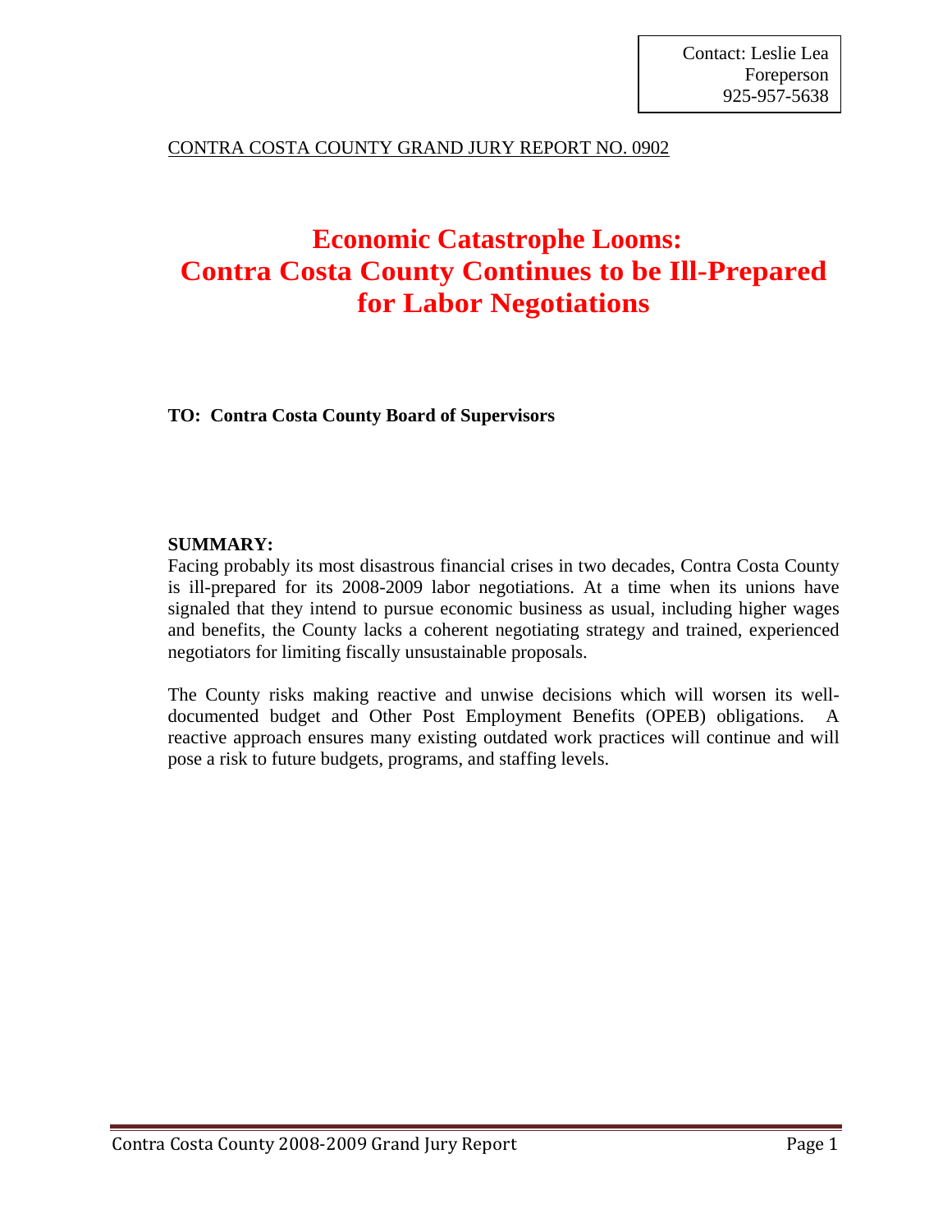Contact: Leslie Lea
Foreperson
925-957-5638

CONTRA COSTA COUNTY GRAND JURY REPORT NO. 0902

# Economic Catastrophe Looms: Contra Costa County Continues to be Ill-Prepared for Labor Negotiations

**TO: Contra Costa County Board of Supervisors**

**SUMMARY:**

Facing probably its most disastrous financial crises in two decades, Contra Costa County is ill-prepared for its 2008-2009 labor negotiations. At a time when its unions have signaled that they intend to pursue economic business as usual, including higher wages and benefits, the County lacks a coherent negotiating strategy and trained, experienced negotiators for limiting fiscally unsustainable proposals.

The County risks making reactive and unwise decisions which will worsen its well-documented budget and Other Post Employment Benefits (OPEB) obligations. A reactive approach ensures many existing outdated work practices will continue and will pose a risk to future budgets, programs, and staffing levels.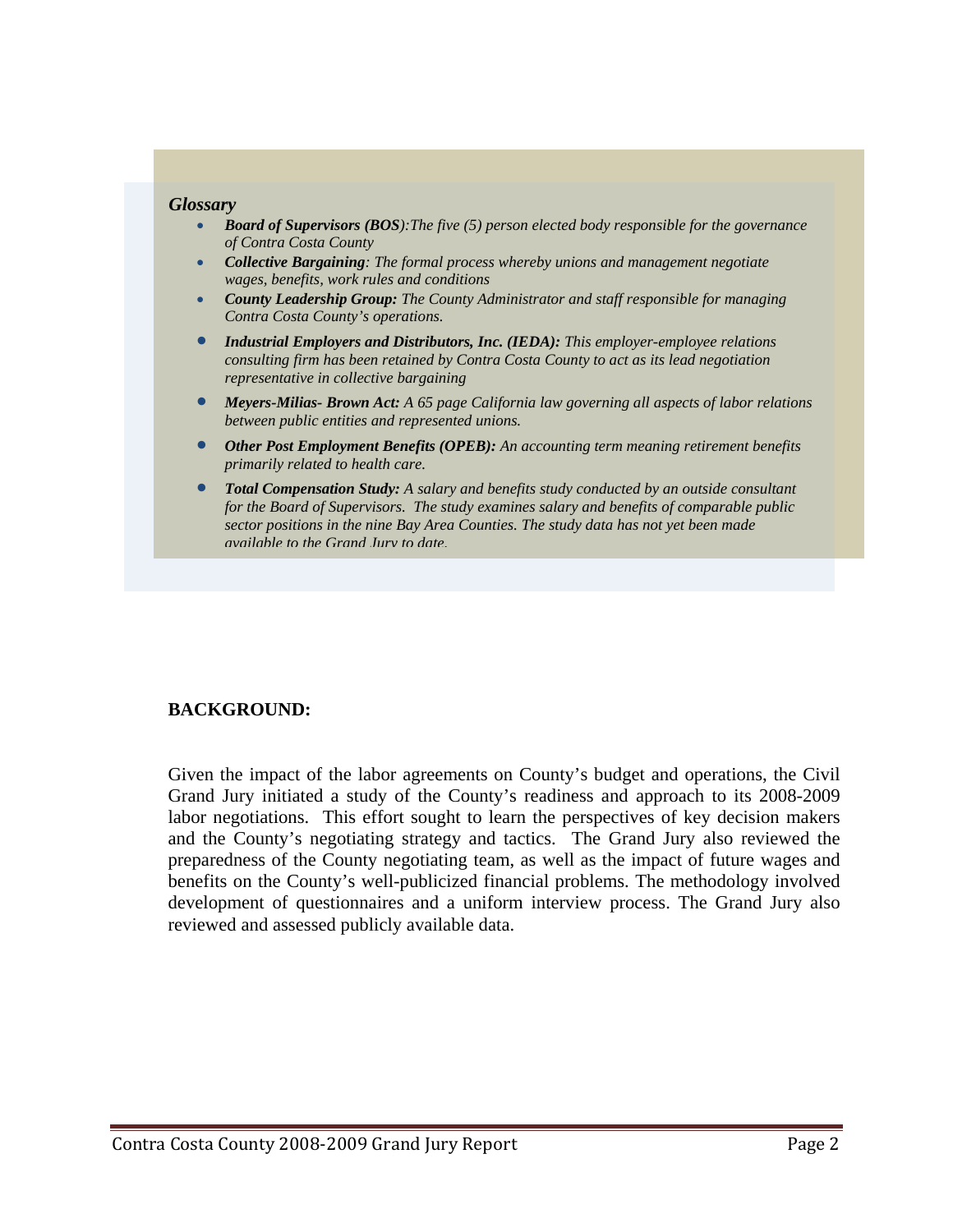*Glossary*

- ***Board of Supervisors (BOS)**:The five (5) person elected body responsible for the governance of Contra Costa County*
- ***Collective Bargaining**: The formal process whereby unions and management negotiate wages, benefits, work rules and conditions*
- ***County Leadership Group:** The County Administrator and staff responsible for managing Contra Costa County's operations.*
- ***Industrial Employers and Distributors, Inc. (IEDA):** This employer-employee relations consulting firm has been retained by Contra Costa County to act as its lead negotiation representative in collective bargaining*
- ***Meyers-Milias- Brown Act:** A 65 page California law governing all aspects of labor relations between public entities and represented unions.*
- ***Other Post Employment Benefits (OPEB):** An accounting term meaning retirement benefits primarily related to health care.*
- ***Total Compensation Study:** A salary and benefits study conducted by an outside consultant for the Board of Supervisors. The study examines salary and benefits of comparable public sector positions in the nine Bay Area Counties. The study data has not yet been made available to the Grand Jury to date.*

## BACKGROUND:

Given the impact of the labor agreements on County's budget and operations, the Civil Grand Jury initiated a study of the County's readiness and approach to its 2008-2009 labor negotiations. This effort sought to learn the perspectives of key decision makers and the County's negotiating strategy and tactics. The Grand Jury also reviewed the preparedness of the County negotiating team, as well as the impact of future wages and benefits on the County's well-publicized financial problems. The methodology involved development of questionnaires and a uniform interview process. The Grand Jury also reviewed and assessed publicly available data.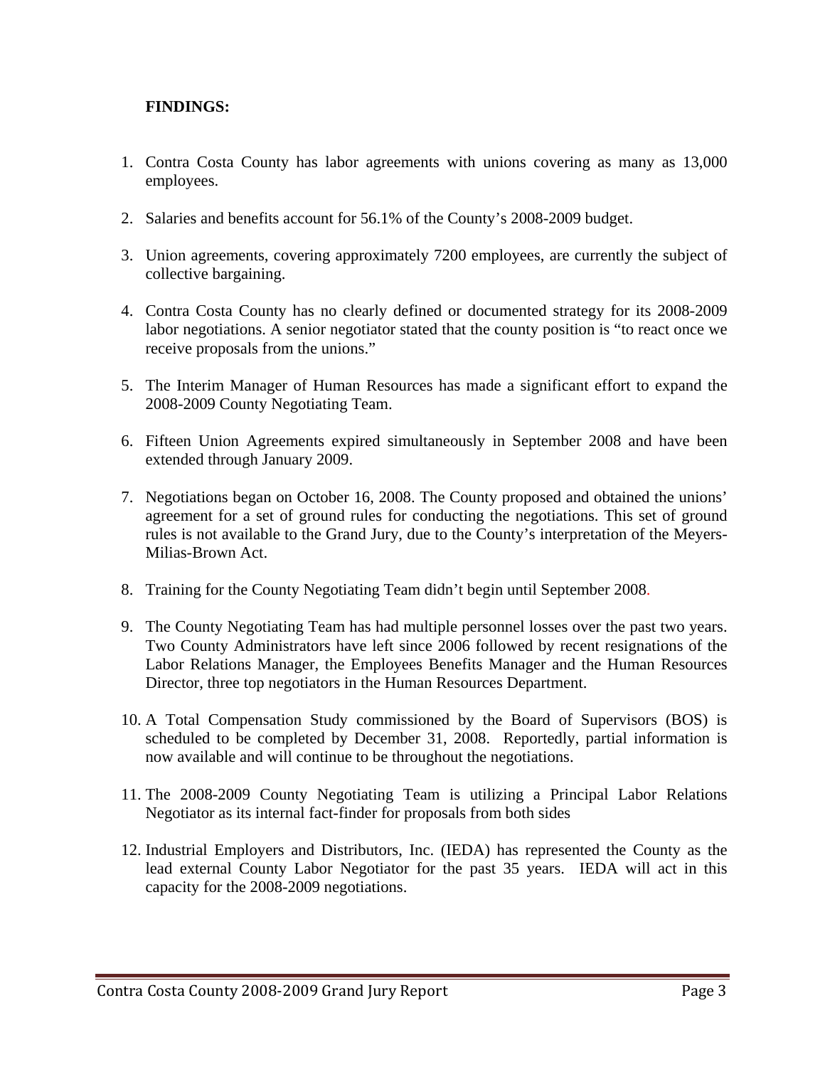**FINDINGS:**

1. Contra Costa County has labor agreements with unions covering as many as 13,000 employees.

2. Salaries and benefits account for 56.1% of the County's 2008-2009 budget.

3. Union agreements, covering approximately 7200 employees, are currently the subject of collective bargaining.

4. Contra Costa County has no clearly defined or documented strategy for its 2008-2009 labor negotiations. A senior negotiator stated that the county position is "to react once we receive proposals from the unions."

5. The Interim Manager of Human Resources has made a significant effort to expand the 2008-2009 County Negotiating Team.

6. Fifteen Union Agreements expired simultaneously in September 2008 and have been extended through January 2009.

7. Negotiations began on October 16, 2008. The County proposed and obtained the unions' agreement for a set of ground rules for conducting the negotiations. This set of ground rules is not available to the Grand Jury, due to the County's interpretation of the Meyers-Milias-Brown Act.

8. Training for the County Negotiating Team didn't begin until September 2008.

9. The County Negotiating Team has had multiple personnel losses over the past two years. Two County Administrators have left since 2006 followed by recent resignations of the Labor Relations Manager, the Employees Benefits Manager and the Human Resources Director, three top negotiators in the Human Resources Department.

10. A Total Compensation Study commissioned by the Board of Supervisors (BOS) is scheduled to be completed by December 31, 2008. Reportedly, partial information is now available and will continue to be throughout the negotiations.

11. The 2008-2009 County Negotiating Team is utilizing a Principal Labor Relations Negotiator as its internal fact-finder for proposals from both sides

12. Industrial Employers and Distributors, Inc. (IEDA) has represented the County as the lead external County Labor Negotiator for the past 35 years. IEDA will act in this capacity for the 2008-2009 negotiations.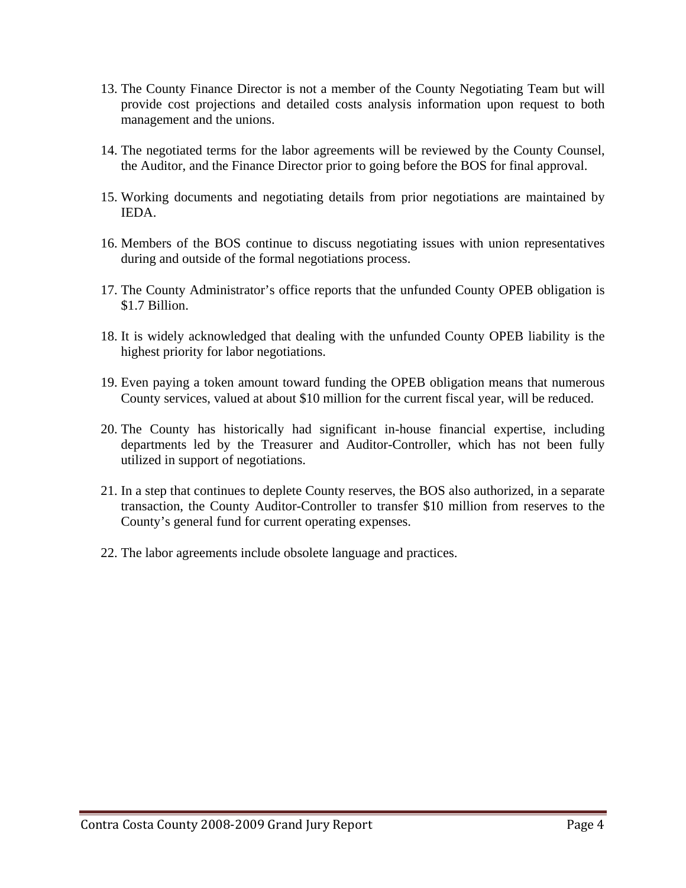13. The County Finance Director is not a member of the County Negotiating Team but will provide cost projections and detailed costs analysis information upon request to both management and the unions.

14. The negotiated terms for the labor agreements will be reviewed by the County Counsel, the Auditor, and the Finance Director prior to going before the BOS for final approval.

15. Working documents and negotiating details from prior negotiations are maintained by IEDA.

16. Members of the BOS continue to discuss negotiating issues with union representatives during and outside of the formal negotiations process.

17. The County Administrator's office reports that the unfunded County OPEB obligation is $1.7 Billion.

18. It is widely acknowledged that dealing with the unfunded County OPEB liability is the highest priority for labor negotiations.

19. Even paying a token amount toward funding the OPEB obligation means that numerous County services, valued at about $10 million for the current fiscal year, will be reduced.

20. The County has historically had significant in-house financial expertise, including departments led by the Treasurer and Auditor-Controller, which has not been fully utilized in support of negotiations.

21. In a step that continues to deplete County reserves, the BOS also authorized, in a separate transaction, the County Auditor-Controller to transfer $10 million from reserves to the County's general fund for current operating expenses.

22. The labor agreements include obsolete language and practices.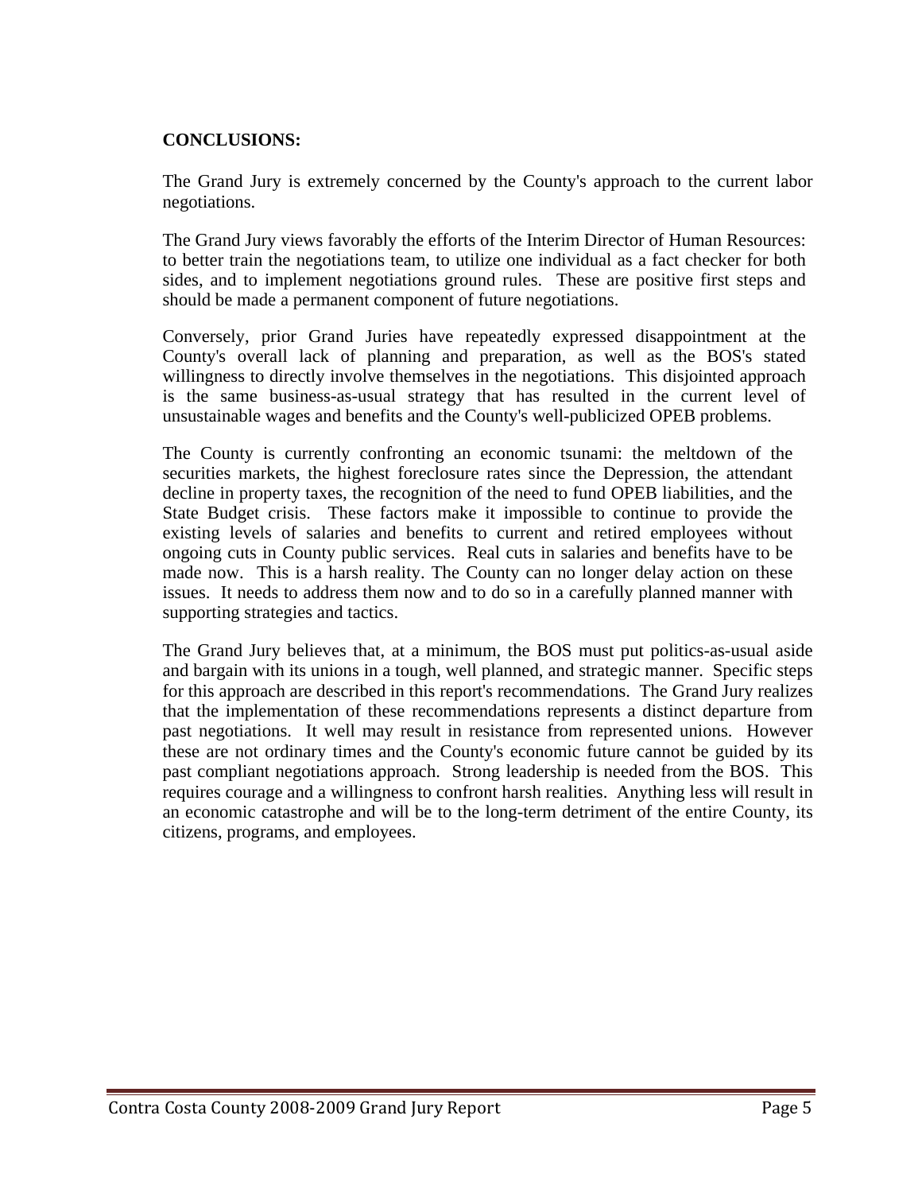**CONCLUSIONS:**

The Grand Jury is extremely concerned by the County's approach to the current labor negotiations.

The Grand Jury views favorably the efforts of the Interim Director of Human Resources: to better train the negotiations team, to utilize one individual as a fact checker for both sides, and to implement negotiations ground rules. These are positive first steps and should be made a permanent component of future negotiations.

Conversely, prior Grand Juries have repeatedly expressed disappointment at the County's overall lack of planning and preparation, as well as the BOS's stated willingness to directly involve themselves in the negotiations. This disjointed approach is the same business-as-usual strategy that has resulted in the current level of unsustainable wages and benefits and the County's well-publicized OPEB problems.

The County is currently confronting an economic tsunami: the meltdown of the securities markets, the highest foreclosure rates since the Depression, the attendant decline in property taxes, the recognition of the need to fund OPEB liabilities, and the State Budget crisis. These factors make it impossible to continue to provide the existing levels of salaries and benefits to current and retired employees without ongoing cuts in County public services. Real cuts in salaries and benefits have to be made now. This is a harsh reality. The County can no longer delay action on these issues. It needs to address them now and to do so in a carefully planned manner with supporting strategies and tactics.

The Grand Jury believes that, at a minimum, the BOS must put politics-as-usual aside and bargain with its unions in a tough, well planned, and strategic manner. Specific steps for this approach are described in this report's recommendations. The Grand Jury realizes that the implementation of these recommendations represents a distinct departure from past negotiations. It well may result in resistance from represented unions. However these are not ordinary times and the County's economic future cannot be guided by its past compliant negotiations approach. Strong leadership is needed from the BOS. This requires courage and a willingness to confront harsh realities. Anything less will result in an economic catastrophe and will be to the long-term detriment of the entire County, its citizens, programs, and employees.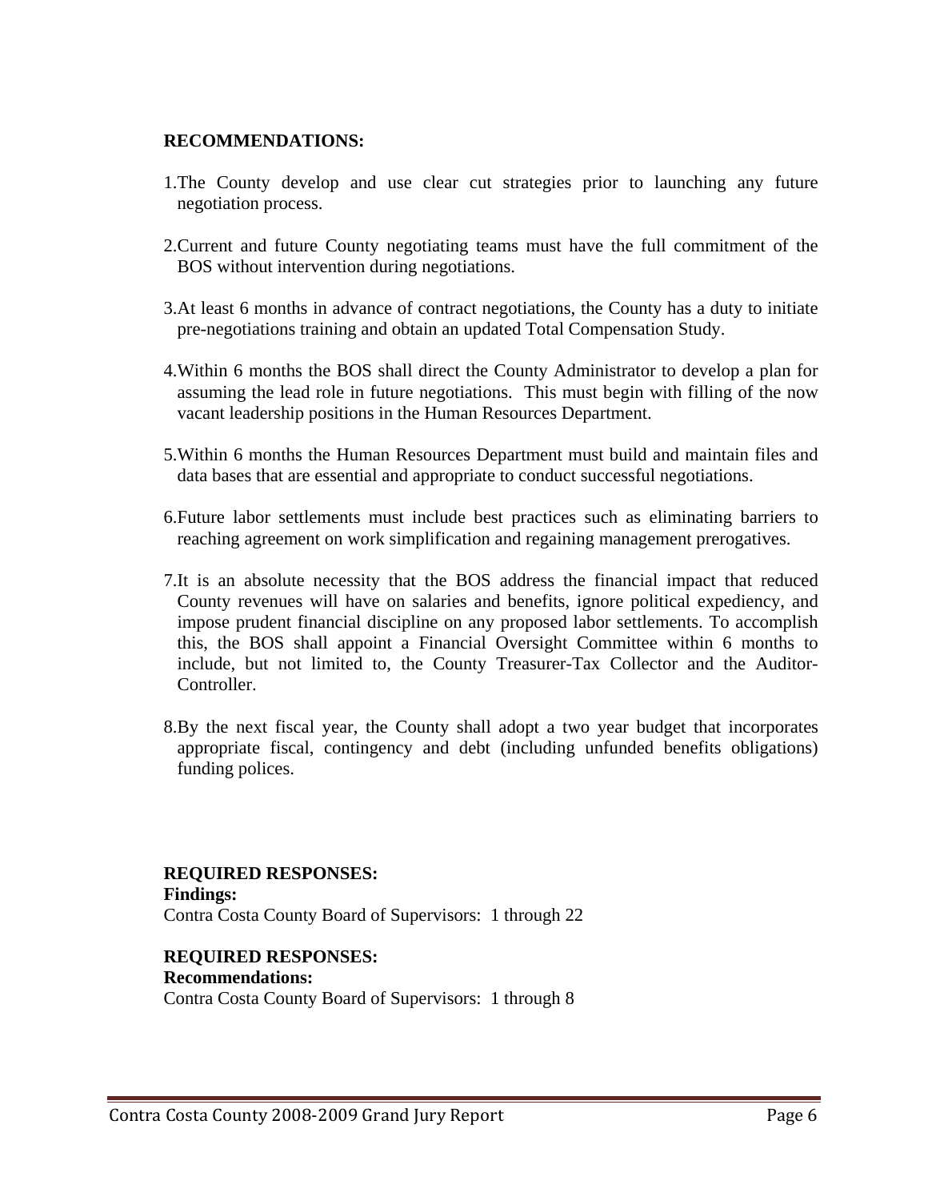**RECOMMENDATIONS:**

1. The County develop and use clear cut strategies prior to launching any future negotiation process.

2. Current and future County negotiating teams must have the full commitment of the BOS without intervention during negotiations.

3. At least 6 months in advance of contract negotiations, the County has a duty to initiate pre-negotiations training and obtain an updated Total Compensation Study.

4. Within 6 months the BOS shall direct the County Administrator to develop a plan for assuming the lead role in future negotiations. This must begin with filling of the now vacant leadership positions in the Human Resources Department.

5. Within 6 months the Human Resources Department must build and maintain files and data bases that are essential and appropriate to conduct successful negotiations.

6. Future labor settlements must include best practices such as eliminating barriers to reaching agreement on work simplification and regaining management prerogatives.

7. It is an absolute necessity that the BOS address the financial impact that reduced County revenues will have on salaries and benefits, ignore political expediency, and impose prudent financial discipline on any proposed labor settlements. To accomplish this, the BOS shall appoint a Financial Oversight Committee within 6 months to include, but not limited to, the County Treasurer-Tax Collector and the Auditor-Controller.

8. By the next fiscal year, the County shall adopt a two year budget that incorporates appropriate fiscal, contingency and debt (including unfunded benefits obligations) funding polices.

**REQUIRED RESPONSES:**
**Findings:**
Contra Costa County Board of Supervisors: 1 through 22

**REQUIRED RESPONSES:**
**Recommendations:**
Contra Costa County Board of Supervisors: 1 through 8